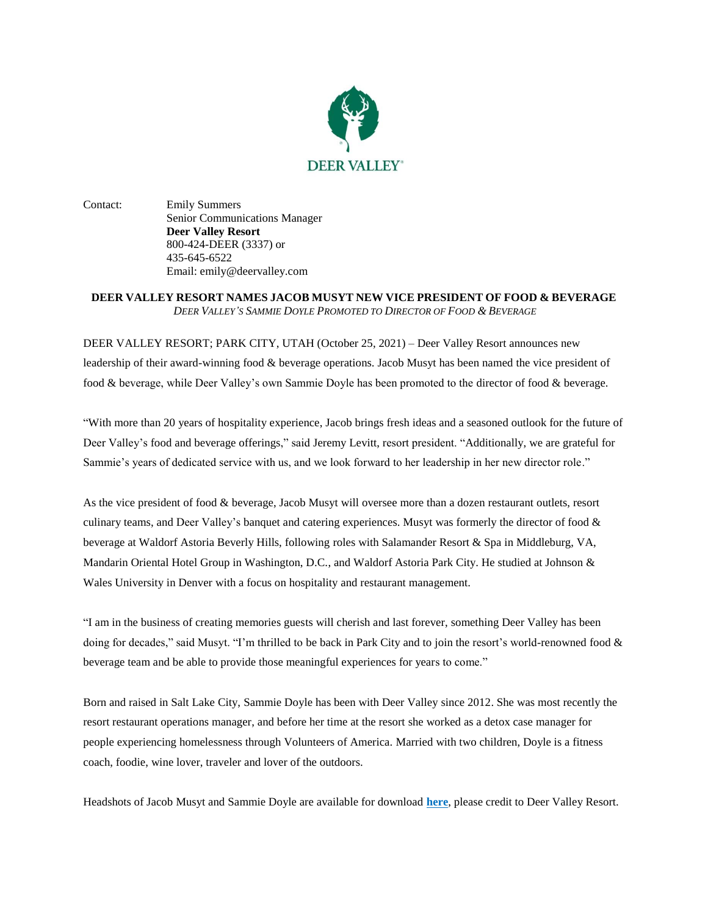DEER VALLEY

Contact: Emily Summers
Senior Communications Manager
**Deer Valley Resort**
800-424-DEER (3337) or
435-645-6522
Email: emily@deervalley.com

# DEER VALLEY RESORT NAMES JACOB MUSYT NEW VICE PRESIDENT OF FOOD & BEVERAGE

*DEER VALLEY'S SAMMIE DOYLE PROMOTED TO DIRECTOR OF FOOD & BEVERAGE*

DEER VALLEY RESORT; PARK CITY, UTAH (October 25, 2021) – Deer Valley Resort announces new leadership of their award-winning food & beverage operations. Jacob Musyt has been named the vice president of food & beverage, while Deer Valley's own Sammie Doyle has been promoted to the director of food & beverage.

"With more than 20 years of hospitality experience, Jacob brings fresh ideas and a seasoned outlook for the future of Deer Valley's food and beverage offerings," said Jeremy Levitt, resort president. "Additionally, we are grateful for Sammie's years of dedicated service with us, and we look forward to her leadership in her new director role."

As the vice president of food & beverage, Jacob Musyt will oversee more than a dozen restaurant outlets, resort culinary teams, and Deer Valley's banquet and catering experiences. Musyt was formerly the director of food & beverage at Waldorf Astoria Beverly Hills, following roles with Salamander Resort & Spa in Middleburg, VA, Mandarin Oriental Hotel Group in Washington, D.C., and Waldorf Astoria Park City. He studied at Johnson & Wales University in Denver with a focus on hospitality and restaurant management.

"I am in the business of creating memories guests will cherish and last forever, something Deer Valley has been doing for decades," said Musyt. "I'm thrilled to be back in Park City and to join the resort's world-renowned food & beverage team and be able to provide those meaningful experiences for years to come."

Born and raised in Salt Lake City, Sammie Doyle has been with Deer Valley since 2012. She was most recently the resort restaurant operations manager, and before her time at the resort she worked as a detox case manager for people experiencing homelessness through Volunteers of America. Married with two children, Doyle is a fitness coach, foodie, wine lover, traveler and lover of the outdoors.

Headshots of Jacob Musyt and Sammie Doyle are available for download **here**, please credit to Deer Valley Resort.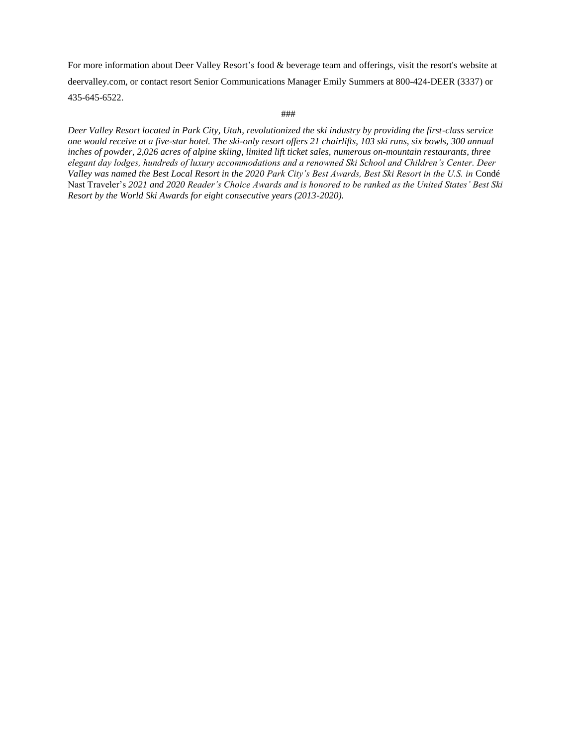For more information about Deer Valley Resort's food & beverage team and offerings, visit the resort's website at deervalley.com, or contact resort Senior Communications Manager Emily Summers at 800-424-DEER (3337) or 435-645-6522.

###

*Deer Valley Resort located in Park City, Utah, revolutionized the ski industry by providing the first-class service one would receive at a five-star hotel. The ski-only resort offers 21 chairlifts, 103 ski runs, six bowls, 300 annual inches of powder, 2,026 acres of alpine skiing, limited lift ticket sales, numerous on-mountain restaurants, three elegant day lodges, hundreds of luxury accommodations and a renowned Ski School and Children's Center. Deer Valley was named the Best Local Resort in the 2020 Park City's Best Awards, Best Ski Resort in the U.S. in* Condé Nast Traveler's *2021 and 2020 Reader's Choice Awards and is honored to be ranked as the United States' Best Ski Resort by the World Ski Awards for eight consecutive years (2013-2020).*